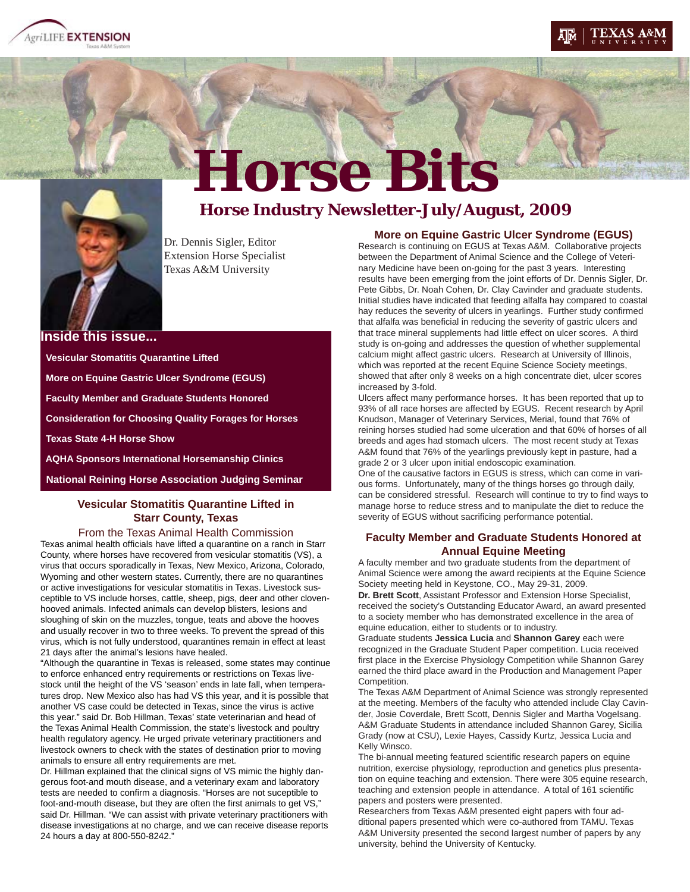# Horse Bits

## Horse Industry Newsletter-July/August, 2009

Dr. Dennis Sigler, Editor
Extension Horse Specialist
Texas A&M University

**Inside this issue...**

- Vesicular Stomatitis Quarantine Lifted
- More on Equine Gastric Ulcer Syndrome (EGUS)
- Faculty Member and Graduate Students Honored
- Consideration for Choosing Quality Forages for Horses
- Texas State 4-H Horse Show
- AQHA Sponsors International Horsemanship Clinics
- National Reining Horse Association Judging Seminar

### Vesicular Stomatitis Quarantine Lifted in Starr County, Texas

From the Texas Animal Health Commission

Texas animal health officials have lifted a quarantine on a ranch in Starr County, where horses have recovered from vesicular stomatitis (VS), a virus that occurs sporadically in Texas, New Mexico, Arizona, Colorado, Wyoming and other western states. Currently, there are no quarantines or active investigations for vesicular stomatitis in Texas. Livestock susceptible to VS include horses, cattle, sheep, pigs, deer and other cloven-hooved animals. Infected animals can develop blisters, lesions and sloughing of skin on the muzzles, tongue, teats and above the hooves and usually recover in two to three weeks. To prevent the spread of this virus, which is not fully understood, quarantines remain in effect at least 21 days after the animal's lesions have healed.

"Although the quarantine in Texas is released, some states may continue to enforce enhanced entry requirements or restrictions on Texas livestock until the height of the VS 'season' ends in late fall, when temperatures drop. New Mexico also has had VS this year, and it is possible that another VS case could be detected in Texas, since the virus is active this year." said Dr. Bob Hillman, Texas' state veterinarian and head of the Texas Animal Health Commission, the state's livestock and poultry health regulatory agency. He urged private veterinary practitioners and livestock owners to check with the states of destination prior to moving animals to ensure all entry requirements are met.

Dr. Hillman explained that the clinical signs of VS mimic the highly dangerous foot-and mouth disease, and a veterinary exam and laboratory tests are needed to confirm a diagnosis. "Horses are not suceptible to foot-and-mouth disease, but they are often the first animals to get VS," said Dr. Hillman. "We can assist with private veterinary practitioners with disease investigations at no charge, and we can receive disease reports 24 hours a day at 800-550-8242."

### More on Equine Gastric Ulcer Syndrome (EGUS)

Research is continuing on EGUS at Texas A&M. Collaborative projects between the Department of Animal Science and the College of Veterinary Medicine have been on-going for the past 3 years. Interesting results have been emerging from the joint efforts of Dr. Dennis Sigler, Dr. Pete Gibbs, Dr. Noah Cohen, Dr. Clay Cavinder and graduate students. Initial studies have indicated that feeding alfalfa hay compared to coastal hay reduces the severity of ulcers in yearlings. Further study confirmed that alfalfa was beneficial in reducing the severity of gastric ulcers and that trace mineral supplements had little effect on ulcer scores. A third study is on-going and addresses the question of whether supplemental calcium might affect gastric ulcers. Research at University of Illinois, which was reported at the recent Equine Science Society meetings, showed that after only 8 weeks on a high concentrate diet, ulcer scores increased by 3-fold.

Ulcers affect many performance horses. It has been reported that up to 93% of all race horses are affected by EGUS. Recent research by April Knudson, Manager of Veterinary Services, Merial, found that 76% of reining horses studied had some ulceration and that 60% of horses of all breeds and ages had stomach ulcers. The most recent study at Texas A&M found that 76% of the yearlings previously kept in pasture, had a grade 2 or 3 ulcer upon initial endoscopic examination.

One of the causative factors in EGUS is stress, which can come in various forms. Unfortunately, many of the things horses go through daily, can be considered stressful. Research will continue to try to find ways to manage horse to reduce stress and to manipulate the diet to reduce the severity of EGUS without sacrificing performance potential.

### Faculty Member and Graduate Students Honored at Annual Equine Meeting

A faculty member and two graduate students from the department of Animal Science were among the award recipients at the Equine Science Society meeting held in Keystone, CO., May 29-31, 2009.

**Dr. Brett Scott**, Assistant Professor and Extension Horse Specialist, received the society's Outstanding Educator Award, an award presented to a society member who has demonstrated excellence in the area of equine education, either to students or to industry.

Graduate students **Jessica Lucia** and **Shannon Garey** each were recognized in the Graduate Student Paper competition. Lucia received first place in the Exercise Physiology Competition while Shannon Garey earned the third place award in the Production and Management Paper Competition.

The Texas A&M Department of Animal Science was strongly represented at the meeting. Members of the faculty who attended include Clay Cavinder, Josie Coverdale, Brett Scott, Dennis Sigler and Martha Vogelsang. A&M Graduate Students in attendance included Shannon Garey, Sicilia Grady (now at CSU), Lexie Hayes, Cassidy Kurtz, Jessica Lucia and Kelly Winsco.

The bi-annual meeting featured scientific research papers on equine nutrition, exercise physiology, reproduction and genetics plus presentation on equine teaching and extension. There were 305 equine research, teaching and extension people in attendance. A total of 161 scientific papers and posters were presented.

Researchers from Texas A&M presented eight papers with four additional papers presented which were co-authored from TAMU. Texas A&M University presented the second largest number of papers by any university, behind the University of Kentucky.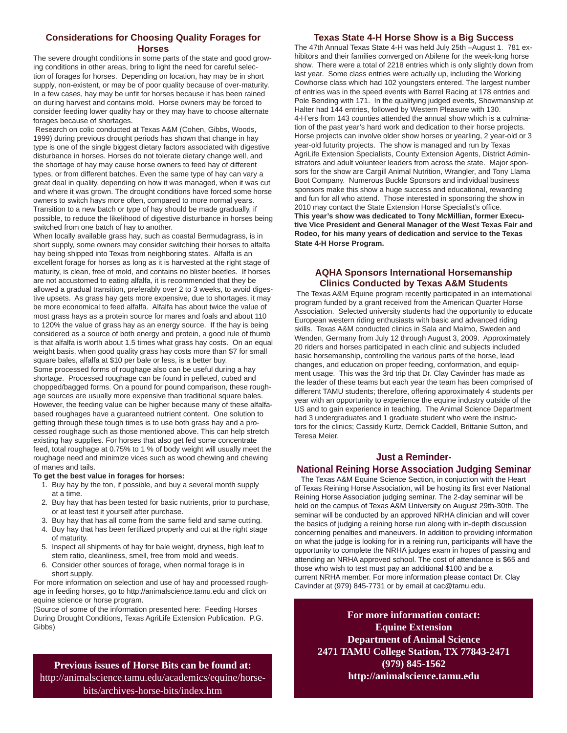## Considerations for Choosing Quality Forages for Horses

The severe drought conditions in some parts of the state and good growing conditions in other areas, bring to light the need for careful selection of forages for horses. Depending on location, hay may be in short supply, non-existent, or may be of poor quality because of over-maturity. In a few cases, hay may be unfit for horses because it has been rained on during harvest and contains mold. Horse owners may be forced to consider feeding lower quality hay or they may have to choose alternate forages because of shortages.

Research on colic conducted at Texas A&M (Cohen, Gibbs, Woods, 1999) during previous drought periods has shown that change in hay type is one of the single biggest dietary factors associated with digestive disturbance in horses. Horses do not tolerate dietary change well, and the shortage of hay may cause horse owners to feed hay of different types, or from different batches. Even the same type of hay can vary a great deal in quality, depending on how it was managed, when it was cut and where it was grown. The drought conditions have forced some horse owners to switch hays more often, compared to more normal years. Transition to a new batch or type of hay should be made gradually, if possible, to reduce the likelihood of digestive disturbance in horses being switched from one batch of hay to another.

When locally available grass hay, such as coastal Bermudagrass, is in short supply, some owners may consider switching their horses to alfalfa hay being shipped into Texas from neighboring states. Alfalfa is an excellent forage for horses as long as it is harvested at the right stage of maturity, is clean, free of mold, and contains no blister beetles. If horses are not accustomed to eating alfalfa, it is recommended that they be allowed a gradual transition, preferably over 2 to 3 weeks, to avoid digestive upsets. As grass hay gets more expensive, due to shortages, it may be more economical to feed alfalfa. Alfalfa has about twice the value of most grass hays as a protein source for mares and foals and about 110 to 120% the value of grass hay as an energy source. If the hay is being considered as a source of both energy and protein, a good rule of thumb is that alfalfa is worth about 1.5 times what grass hay costs. On an equal weight basis, when good quality grass hay costs more than $7 for small square bales, alfalfa at $10 per bale or less, is a better buy.

Some processed forms of roughage also can be useful during a hay shortage. Processed roughage can be found in pelleted, cubed and chopped/bagged forms. On a pound for pound comparison, these roughage sources are usually more expensive than traditional square bales. However, the feeding value can be higher because many of these alfalfa-based roughages have a guaranteed nutrient content. One solution to getting through these tough times is to use both grass hay and a processed roughage such as those mentioned above. This can help stretch existing hay supplies. For horses that also get fed some concentrate feed, total roughage at 0.75% to 1 % of body weight will usually meet the roughage need and minimize vices such as wood chewing and chewing of manes and tails.

**To get the best value in forages for horses:**

1. Buy hay by the ton, if possible, and buy a several month supply at a time.
2. Buy hay that has been tested for basic nutrients, prior to purchase, or at least test it yourself after purchase.
3. Buy hay that has all come from the same field and same cutting.
4. Buy hay that has been fertilized properly and cut at the right stage of maturity.
5. Inspect all shipments of hay for bale weight, dryness, high leaf to stem ratio, cleanliness, smell, free from mold and weeds.
6. Consider other sources of forage, when normal forage is in short supply.

For more information on selection and use of hay and processed roughage in feeding horses, go to http://animalscience.tamu.edu and click on equine science or horse program.

(Source of some of the information presented here: Feeding Horses During Drought Conditions, Texas AgriLife Extension Publication. P.G. Gibbs)

**Previous issues of Horse Bits can be found at:**
http://animalscience.tamu.edu/academics/equine/horse-bits/archives-horse-bits/index.htm

## Texas State 4-H Horse Show is a Big Success

The 47th Annual Texas State 4-H was held July 25th –August 1. 781 exhibitors and their families converged on Abilene for the week-long horse show. There were a total of 2218 entries which is only slightly down from last year. Some class entries were actually up, including the Working Cowhorse class which had 102 youngsters entered. The largest number of entries was in the speed events with Barrel Racing at 178 entries and Pole Bending with 171. In the qualifying judged events, Showmanship at Halter had 144 entries, followed by Western Pleasure with 130.

4-H'ers from 143 counties attended the annual show which is a culmination of the past year's hard work and dedication to their horse projects. Horse projects can involve older show horses or yearling, 2 year-old or 3 year-old futurity projects. The show is managed and run by Texas AgriLife Extension Specialists, County Extension Agents, District Administrators and adult volunteer leaders from across the state. Major sponsors for the show are Cargill Animal Nutrition, Wrangler, and Tony Llama Boot Company. Numerous Buckle Sponsors and individual business sponsors make this show a huge success and educational, rewarding and fun for all who attend. Those interested in sponsoring the show in 2010 may contact the State Extension Horse Specialist's office.

**This year's show was dedicated to Tony McMillian, former Executive Vice President and General Manager of the West Texas Fair and Rodeo, for his many years of dedication and service to the Texas State 4-H Horse Program.**

## AQHA Sponsors International Horsemanship Clinics Conducted by Texas A&M Students

The Texas A&M Equine program recently participated in an international program funded by a grant received from the American Quarter Horse Association. Selected university students had the opportunity to educate European western riding enthusiasts with basic and advanced riding skills. Texas A&M conducted clinics in Sala and Malmo, Sweden and Wenden, Germany from July 12 through August 3, 2009. Approximately 20 riders and horses participated in each clinic and subjects included basic horsemanship, controlling the various parts of the horse, lead changes, and education on proper feeding, conformation, and equipment usage. This was the 3rd trip that Dr. Clay Cavinder has made as the leader of these teams but each year the team has been comprised of different TAMU students; therefore, offering approximately 4 students per year with an opportunity to experience the equine industry outside of the US and to gain experience in teaching. The Animal Science Department had 3 undergraduates and 1 graduate student who were the instructors for the clinics; Cassidy Kurtz, Derrick Caddell, Brittanie Sutton, and Teresa Meier.

## Just a Reminder-
## National Reining Horse Association Judging Seminar

The Texas A&M Equine Science Section, in conjuction with the Heart of Texas Reining Horse Association, will be hosting its first ever National Reining Horse Association judging seminar. The 2-day seminar will be held on the campus of Texas A&M University on August 29th-30th. The seminar will be conducted by an approved NRHA clinician and will cover the basics of judging a reining horse run along with in-depth discussion concerning penalties and maneuvers. In addition to providing information on what the judge is looking for in a reining run, participants will have the opportunity to complete the NRHA judges exam in hopes of passing and attending an NRHA approved school. The cost of attendance is $65 and those who wish to test must pay an additional $100 and be a current NRHA member. For more information please contact Dr. Clay Cavinder at (979) 845-7731 or by email at cac@tamu.edu.

**For more information contact:**
**Equine Extension**
**Department of Animal Science**
**2471 TAMU College Station, TX 77843-2471**
**(979) 845-1562**
**http://animalscience.tamu.edu**